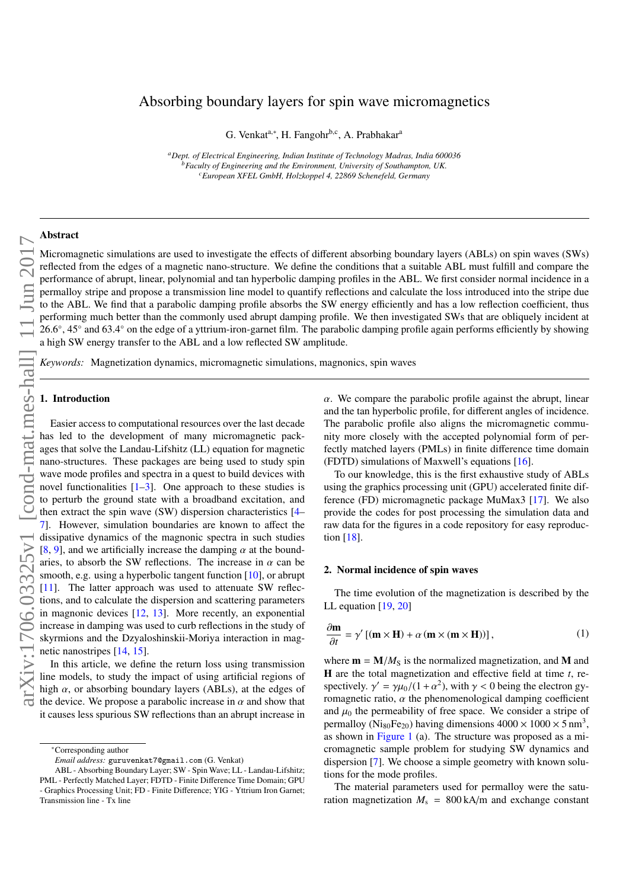# Absorbing boundary layers for spin wave micromagnetics

G. Venkat[a,*], H. Fangohr[b,c], A. Prabhakar[a]

[a]Dept. of Electrical Engineering, Indian Institute of Technology Madras, India 600036
[b]Faculty of Engineering and the Environment, University of Southampton, UK.
[c]European XFEL GmbH, Holzkoppel 4, 22869 Schenefeld, Germany

## Abstract

Micromagnetic simulations are used to investigate the effects of different absorbing boundary layers (ABLs) on spin waves (SWs) reflected from the edges of a magnetic nano-structure. We define the conditions that a suitable ABL must fulfill and compare the performance of abrupt, linear, polynomial and tan hyperbolic damping profiles in the ABL. We first consider normal incidence in a permalloy stripe and propose a transmission line model to quantify reflections and calculate the loss introduced into the stripe due to the ABL. We find that a parabolic damping profile absorbs the SW energy efficiently and has a low reflection coefficient, thus performing much better than the commonly used abrupt damping profile. We then investigated SWs that are obliquely incident at 26.6°, 45° and 63.4° on the edge of a yttrium-iron-garnet film. The parabolic damping profile again performs efficiently by showing a high SW energy transfer to the ABL and a low reflected SW amplitude.

*Keywords:* Magnetization dynamics, micromagnetic simulations, magnonics, spin waves

## 1. Introduction

Easier access to computational resources over the last decade has led to the development of many micromagnetic packages that solve the Landau-Lifshitz (LL) equation for magnetic nano-structures. These packages are being used to study spin wave mode profiles and spectra in a quest to build devices with novel functionalities [1–3]. One approach to these studies is to perturb the ground state with a broadband excitation, and then extract the spin wave (SW) dispersion characteristics [4–7]. However, simulation boundaries are known to affect the dissipative dynamics of the magnonic spectra in such studies [8, 9], and we artificially increase the damping $\alpha$ at the boundaries, to absorb the SW reflections. The increase in $\alpha$ can be smooth, e.g. using a hyperbolic tangent function [10], or abrupt [11]. The latter approach was used to attenuate SW reflections, and to calculate the dispersion and scattering parameters in magnonic devices [12, 13]. More recently, an exponential increase in damping was used to curb reflections in the study of skyrmions and the Dzyaloshinskii-Moriya interaction in magnetic nanostripes [14, 15].

In this article, we define the return loss using transmission line models, to study the impact of using artificial regions of high $\alpha$, or absorbing boundary layers (ABLs), at the edges of the device. We propose a parabolic increase in $\alpha$ and show that it causes less spurious SW reflections than an abrupt increase in $\alpha$. We compare the parabolic profile against the abrupt, linear and the tan hyperbolic profile, for different angles of incidence. The parabolic profile also aligns the micromagnetic community more closely with the accepted polynomial form of perfectly matched layers (PMLs) in finite difference time domain (FDTD) simulations of Maxwell's equations [16].

To our knowledge, this is the first exhaustive study of ABLs using the graphics processing unit (GPU) accelerated finite difference (FD) micromagnetic package MuMax3 [17]. We also provide the codes for post processing the simulation data and raw data for the figures in a code repository for easy reproduction [18].

## 2. Normal incidence of spin waves

The time evolution of the magnetization is described by the LL equation [19, 20]

$$\frac{\partial \mathbf{m}}{\partial t} = \gamma' \left[ (\mathbf{m} \times \mathbf{H}) + \alpha \left( \mathbf{m} \times (\mathbf{m} \times \mathbf{H}) \right) \right], \tag{1}$$

where $\mathbf{m} = \mathbf{M}/M_\mathrm{S}$ is the normalized magnetization, and $\mathbf{M}$ and $\mathbf{H}$ are the total magnetization and effective field at time $t$, respectively. $\gamma' = \gamma\mu_0/(1+\alpha^2)$, with $\gamma < 0$ being the electron gyromagnetic ratio, $\alpha$ the phenomenological damping coefficient and $\mu_0$ the permeability of free space. We consider a stripe of permalloy ($Ni_{80}Fe_{20}$) having dimensions $4000 \times 1000 \times 5\,\mathrm{nm}^3$, as shown in Figure 1 (a). The structure was proposed as a micromagnetic sample problem for studying SW dynamics and dispersion [7]. We choose a simple geometry with known solutions for the mode profiles.

The material parameters used for permalloy were the saturation magnetization $M_\mathrm{s} = 800\,\mathrm{kA/m}$ and exchange constant

---

*Corresponding author
*Email address:* `guruvenkat7@gmail.com` (G. Venkat)
ABL - Absorbing Boundary Layer; SW - Spin Wave; LL - Landau-Lifshitz; PML - Perfectly Matched Layer; FDTD - Finite Difference Time Domain; GPU - Graphics Processing Unit; FD - Finite Difference; YIG - Yttrium Iron Garnet; Transmission line - Tx line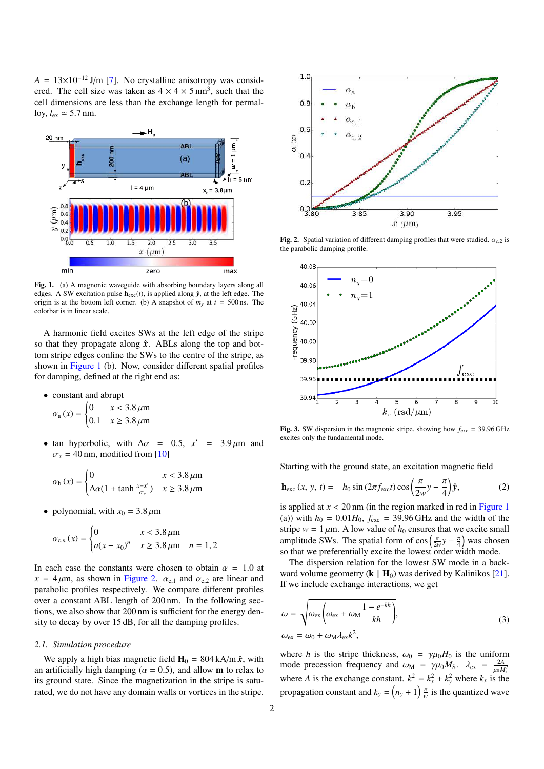$A = 13\times10^{-12}$ J/m [7]. No crystalline anisotropy was considered. The cell size was taken as $4 \times 4 \times 5\,\text{nm}^3$, such that the cell dimensions are less than the exchange length for permalloy, $l_{\text{ex}} \simeq 5.7\,\text{nm}$.

**Fig. 1.** (a) A magnonic waveguide with absorbing boundary layers along all edges. A SW excitation pulse $\mathbf{h}_{\text{exc}}(t)$, is applied along $\hat{\mathbf{y}}$, at the left edge. The origin is at the bottom left corner. (b) A snapshot of $m_y$ at $t = 500\,\text{ns}$. The colorbar is in linear scale.

A harmonic field excites SWs at the left edge of the stripe so that they propagate along $\hat{\mathbf{x}}$. ABLs along the top and bottom stripe edges confine the SWs to the centre of the stripe, as shown in Figure 1 (b). Now, consider different spatial profiles for damping, defined at the right end as:

- constant and abrupt

$$\alpha_{\text{a}}(x) = \begin{cases} 0 & x < 3.8\,\mu\text{m} \\ 0.1 & x \geq 3.8\,\mu\text{m} \end{cases}$$

- tan hyperbolic, with $\Delta\alpha = 0.5$, $x' = 3.9\,\mu\text{m}$ and $\sigma_x = 40\,\text{nm}$, modified from [10]

$$\alpha_{\text{b}}(x) = \begin{cases} 0 & x < 3.8\,\mu\text{m} \\ \Delta\alpha\left(1 + \tanh\frac{x - x'}{\sigma_x}\right) & x \geq 3.8\,\mu\text{m} \end{cases}$$

- polynomial, with $x_0 = 3.8\,\mu\text{m}$

$$\alpha_{\text{c},n}(x) = \begin{cases} 0 & x < 3.8\,\mu\text{m} \\ a(x - x_0)^n & x \geq 3.8\,\mu\text{m} \quad n = 1, 2 \end{cases}$$

In each case the constants were chosen to obtain $\alpha = 1.0$ at $x = 4\,\mu\text{m}$, as shown in Figure 2. $\alpha_{\text{c},1}$ and $\alpha_{\text{c},2}$ are linear and parabolic profiles respectively. We compare different profiles over a constant ABL length of 200 nm. In the following sections, we also show that 200 nm is sufficient for the energy density to decay by over 15 dB, for all the damping profiles.

### 2.1. Simulation procedure

We apply a high bias magnetic field $\mathbf{H}_0 = 804\,\text{kA/m}\,\hat{\mathbf{x}}$, with an artificially high damping ($\alpha = 0.5$), and allow $\mathbf{m}$ to relax to its ground state. Since the magnetization in the stripe is saturated, we do not have any domain walls or vortices in the stripe.

**Fig. 2.** Spatial variation of different damping profiles that were studied. $\alpha_{c,2}$ is the parabolic damping profile.

**Fig. 3.** SW dispersion in the magnonic stripe, showing how $f_{\text{exc}} = 39.96\,\text{GHz}$ excites only the fundamental mode.

Starting with the ground state, an excitation magnetic field

$$\mathbf{h}_{\text{exc}}(x,\, y,\, t) = h_0 \sin(2\pi f_{\text{exc}} t) \cos\left(\frac{\pi}{2w} y - \frac{\pi}{4}\right) \hat{\mathbf{y}}, \tag{2}$$

is applied at $x < 20\,\text{nm}$ (in the region marked in red in Figure 1 (a)) with $h_0 = 0.01 H_0$, $f_{\text{exc}} = 39.96\,\text{GHz}$ and the width of the stripe $w = 1\,\mu\text{m}$. A low value of $h_0$ ensures that we excite small amplitude SWs. The spatial form of $\cos\left(\frac{\pi}{2w}y - \frac{\pi}{4}\right)$ was chosen so that we preferentially excite the lowest order width mode.

The dispersion relation for the lowest SW mode in a backward volume geometry ($\mathbf{k} \parallel \mathbf{H}_0$) was derived by Kalinikos [21]. If we include exchange interactions, we get

$$\omega = \sqrt{\omega_{\text{ex}}\left(\omega_{\text{ex}} + \omega_{\text{M}} \frac{1 - e^{-kh}}{kh}\right)},$$
$$\omega_{\text{ex}} = \omega_0 + \omega_{\text{M}} \lambda_{\text{ex}} k^2, \tag{3}$$

where $h$ is the stripe thickness, $\omega_0 = \gamma\mu_0 H_0$ is the uniform mode precession frequency and $\omega_{\text{M}} = \gamma\mu_0 M_{\text{S}}$. $\lambda_{\text{ex}} = \frac{2A}{\mu_0 M_s^2}$ where $A$ is the exchange constant. $k^2 = k_x^2 + k_y^2$ where $k_x$ is the propagation constant and $k_y = \left(n_y + 1\right) \frac{\pi}{w}$ is the quantized wave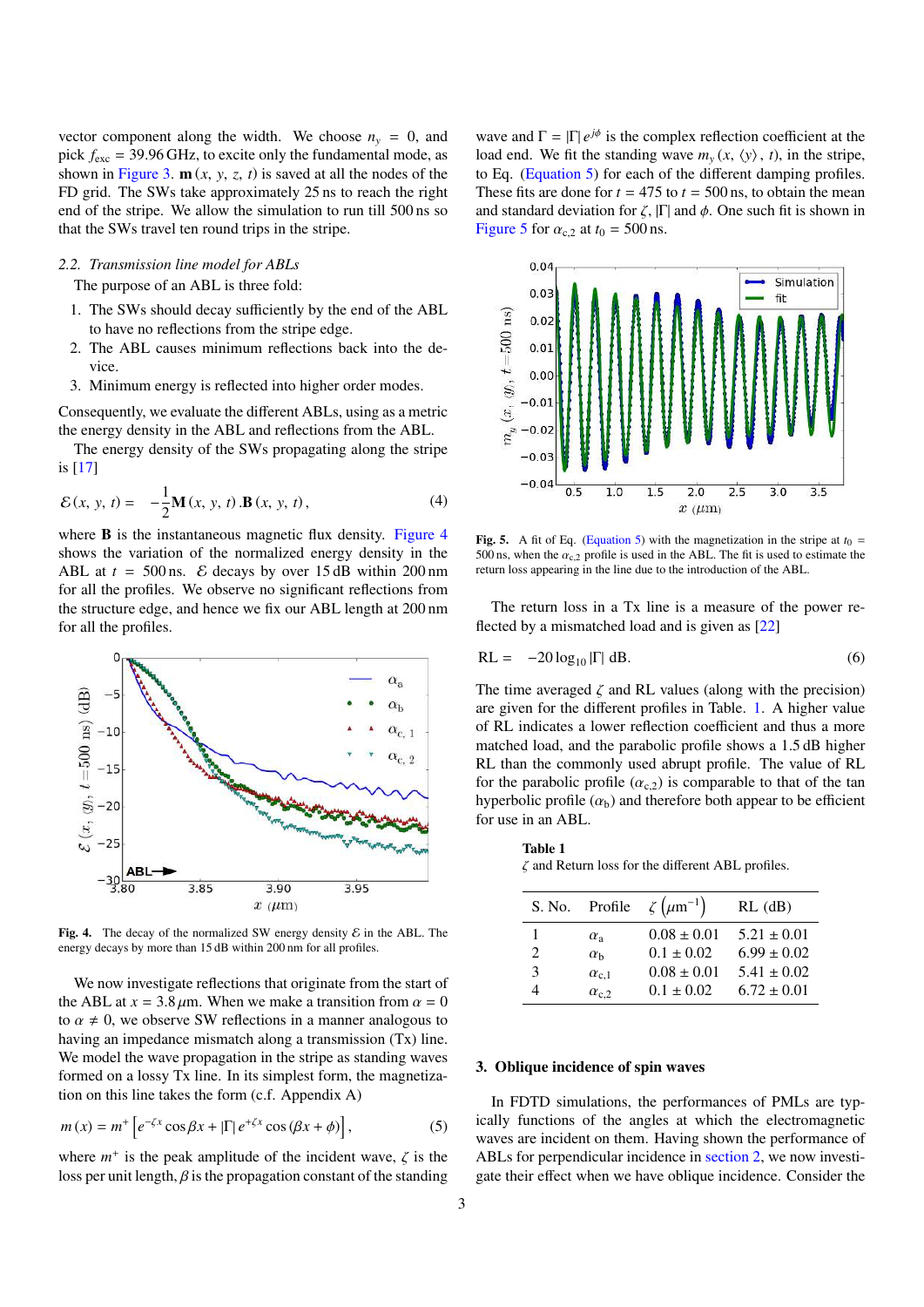vector component along the width. We choose $n_y = 0$, and pick $f_{exc} = 39.96$ GHz, to excite only the fundamental mode, as shown in Figure 3. $\mathbf{m}(x, y, z, t)$ is saved at all the nodes of the FD grid. The SWs take approximately 25 ns to reach the right end of the stripe. We allow the simulation to run till 500 ns so that the SWs travel ten round trips in the stripe.

### 2.2. Transmission line model for ABLs

The purpose of an ABL is three fold:

1. The SWs should decay sufficiently by the end of the ABL to have no reflections from the stripe edge.
2. The ABL causes minimum reflections back into the device.
3. Minimum energy is reflected into higher order modes.

Consequently, we evaluate the different ABLs, using as a metric the energy density in the ABL and reflections from the ABL.

The energy density of the SWs propagating along the stripe is [17]

$$\mathcal{E}(x, y, t) = -\frac{1}{2}\mathbf{M}(x, y, t).\mathbf{B}(x, y, t), \tag{4}$$

where $\mathbf{B}$ is the instantaneous magnetic flux density. Figure 4 shows the variation of the normalized energy density in the ABL at $t = 500$ ns. $\mathcal{E}$ decays by over 15 dB within 200 nm for all the profiles. We observe no significant reflections from the structure edge, and hence we fix our ABL length at 200 nm for all the profiles.

Fig. 4. The decay of the normalized SW energy density $\mathcal{E}$ in the ABL. The energy decays by more than 15 dB within 200 nm for all profiles.

We now investigate reflections that originate from the start of the ABL at $x = 3.8\,\mu$m. When we make a transition from $\alpha = 0$ to $\alpha \neq 0$, we observe SW reflections in a manner analogous to having an impedance mismatch along a transmission (Tx) line. We model the wave propagation in the stripe as standing waves formed on a lossy Tx line. In its simplest form, the magnetization on this line takes the form (c.f. Appendix A)

$$m(x) = m^{+}\left[e^{-\zeta x}\cos\beta x + |\Gamma|\,e^{+\zeta x}\cos(\beta x + \phi)\right], \tag{5}$$

where $m^{+}$ is the peak amplitude of the incident wave, $\zeta$ is the loss per unit length, $\beta$ is the propagation constant of the standing wave and $\Gamma = |\Gamma|\,e^{j\phi}$ is the complex reflection coefficient at the load end. We fit the standing wave $m_y(x, \langle y\rangle, t)$, in the stripe, to Eq. (Equation 5) for each of the different damping profiles. These fits are done for $t = 475$ to $t = 500$ ns, to obtain the mean and standard deviation for $\zeta$, $|\Gamma|$ and $\phi$. One such fit is shown in Figure 5 for $\alpha_{c,2}$ at $t_0 = 500$ ns.

Fig. 5. A fit of Eq. (Equation 5) with the magnetization in the stripe at $t_0 = 500$ ns, when the $\alpha_{c,2}$ profile is used in the ABL. The fit is used to estimate the return loss appearing in the line due to the introduction of the ABL.

The return loss in a Tx line is a measure of the power reflected by a mismatched load and is given as [22]

$$\mathrm{RL} = -20\log_{10}|\Gamma|\ \mathrm{dB}. \tag{6}$$

The time averaged $\zeta$ and RL values (along with the precision) are given for the different profiles in Table. 1. A higher value of RL indicates a lower reflection coefficient and thus a more matched load, and the parabolic profile shows a 1.5 dB higher RL than the commonly used abrupt profile. The value of RL for the parabolic profile ($\alpha_{c,2}$) is comparable to that of the tan hyperbolic profile ($\alpha_b$) and therefore both appear to be efficient for use in an ABL.

**Table 1**
$\zeta$ and Return loss for the different ABL profiles.

| S. No. | Profile | $\zeta\ (\mu\mathrm{m}^{-1})$ | RL (dB) |
|---|---|---|---|
| 1 | $\alpha_a$ | $0.08 \pm 0.01$ | $5.21 \pm 0.01$ |
| 2 | $\alpha_b$ | $0.1 \pm 0.02$ | $6.99 \pm 0.02$ |
| 3 | $\alpha_{c,1}$ | $0.08 \pm 0.01$ | $5.41 \pm 0.02$ |
| 4 | $\alpha_{c,2}$ | $0.1 \pm 0.02$ | $6.72 \pm 0.01$ |

## 3. Oblique incidence of spin waves

In FDTD simulations, the performances of PMLs are typically functions of the angles at which the electromagnetic waves are incident on them. Having shown the performance of ABLs for perpendicular incidence in section 2, we now investigate their effect when we have oblique incidence. Consider the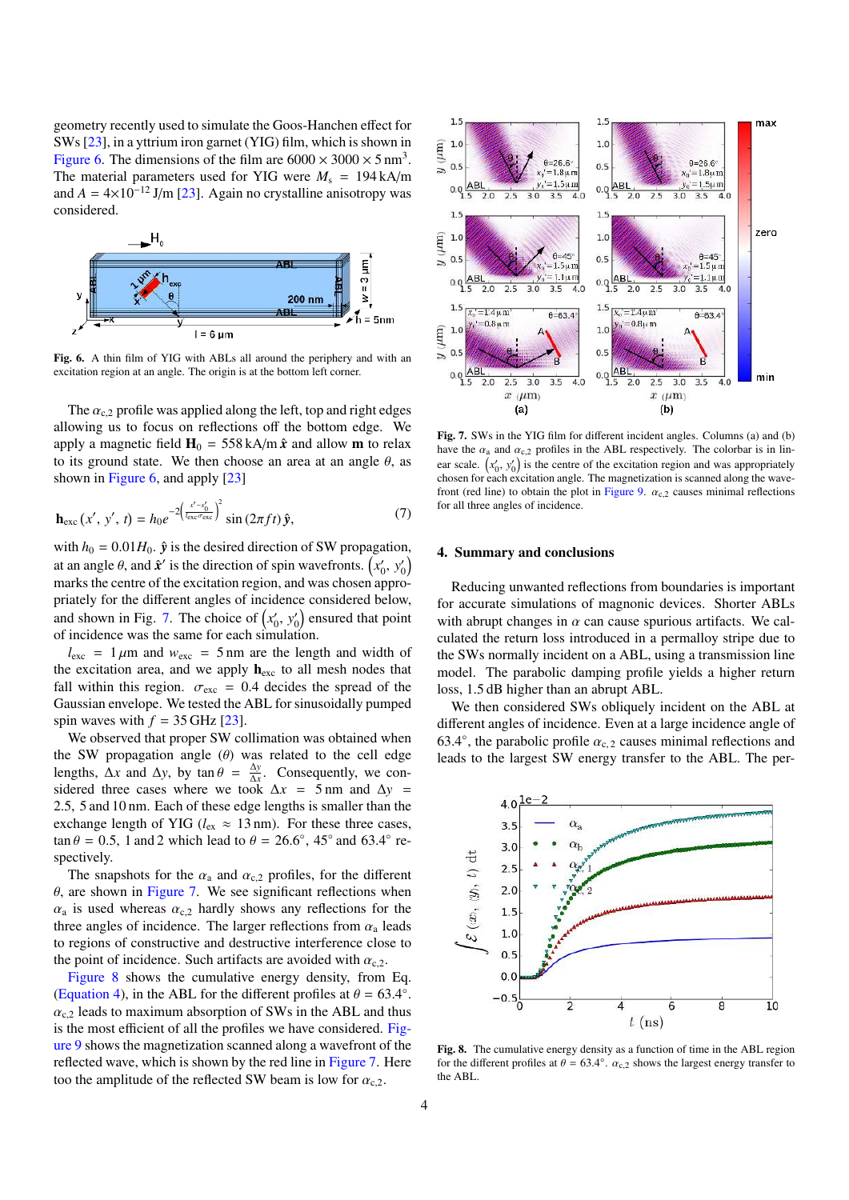geometry recently used to simulate the Goos-Hanchen effect for SWs [23], in a yttrium iron garnet (YIG) film, which is shown in Figure 6. The dimensions of the film are $6000 \times 3000 \times 5\,\text{nm}^3$. The material parameters used for YIG were $M_s = 194\,\text{kA/m}$ and $A = 4{\times}10^{-12}$ J/m [23]. Again no crystalline anisotropy was considered.

Fig. 6. A thin film of YIG with ABLs all around the periphery and with an excitation region at an angle. The origin is at the bottom left corner.

The $\alpha_{c,2}$ profile was applied along the left, top and right edges allowing us to focus on reflections off the bottom edge. We apply a magnetic field $\mathbf{H}_0 = 558\,\text{kA/m}\,\hat{\mathbf{x}}$ and allow $\mathbf{m}$ to relax to its ground state. We then choose an area at an angle $\theta$, as shown in Figure 6, and apply [23]

$$\mathbf{h}_{\text{exc}}(x', y', t) = h_0 e^{-2\left(\frac{x'-x'_0}{l_{\text{exc}}\sigma_{\text{exc}}}\right)^2} \sin(2\pi f t)\,\hat{\mathbf{y}}, \tag{7}$$

with $h_0 = 0.01 H_0$. $\hat{\mathbf{y}}$ is the desired direction of SW propagation, at an angle $\theta$, and $\hat{\mathbf{x}}'$ is the direction of spin wavefronts. $\left(x'_0, y'_0\right)$ marks the centre of the excitation region, and was chosen appropriately for the different angles of incidence considered below, and shown in Fig. 7. The choice of $\left(x'_0, y'_0\right)$ ensured that point of incidence was the same for each simulation.

$l_{\text{exc}} = 1\,\mu\text{m}$ and $w_{\text{exc}} = 5\,\text{nm}$ are the length and width of the excitation area, and we apply $\mathbf{h}_{\text{exc}}$ to all mesh nodes that fall within this region. $\sigma_{\text{exc}} = 0.4$ decides the spread of the Gaussian envelope. We tested the ABL for sinusoidally pumped spin waves with $f = 35\,\text{GHz}$ [23].

We observed that proper SW collimation was obtained when the SW propagation angle ($\theta$) was related to the cell edge lengths, $\Delta x$ and $\Delta y$, by $\tan\theta = \frac{\Delta y}{\Delta x}$. Consequently, we considered three cases where we took $\Delta x = 5\,\text{nm}$ and $\Delta y = 2.5$, 5 and 10 nm. Each of these edge lengths is smaller than the exchange length of YIG ($l_{\text{ex}} \approx 13\,\text{nm}$). For these three cases, $\tan\theta = 0.5$, 1 and 2 which lead to $\theta = 26.6°$, $45°$ and $63.4°$ respectively.

The snapshots for the $\alpha_a$ and $\alpha_{c,2}$ profiles, for the different $\theta$, are shown in Figure 7. We see significant reflections when $\alpha_a$ is used whereas $\alpha_{c,2}$ hardly shows any reflections for the three angles of incidence. The larger reflections from $\alpha_a$ leads to regions of constructive and destructive interference close to the point of incidence. Such artifacts are avoided with $\alpha_{c,2}$.

Figure 8 shows the cumulative energy density, from Eq. (Equation 4), in the ABL for the different profiles at $\theta = 63.4°$. $\alpha_{c,2}$ leads to maximum absorption of SWs in the ABL and thus is the most efficient of all the profiles we have considered. Figure 9 shows the magnetization scanned along a wavefront of the reflected wave, which is shown by the red line in Figure 7. Here too the amplitude of the reflected SW beam is low for $\alpha_{c,2}$.

Fig. 7. SWs in the YIG film for different incident angles. Columns (a) and (b) have the $\alpha_a$ and $\alpha_{c,2}$ profiles in the ABL respectively. The colorbar is in linear scale. $\left(x'_0, y'_0\right)$ is the centre of the excitation region and was appropriately chosen for each excitation angle. The magnetization is scanned along the wavefront (red line) to obtain the plot in Figure 9. $\alpha_{c,2}$ causes minimal reflections for all three angles of incidence.

## 4. Summary and conclusions

Reducing unwanted reflections from boundaries is important for accurate simulations of magnonic devices. Shorter ABLs with abrupt changes in $\alpha$ can cause spurious artifacts. We calculated the return loss introduced in a permalloy stripe due to the SWs normally incident on a ABL, using a transmission line model. The parabolic damping profile yields a higher return loss, 1.5 dB higher than an abrupt ABL.

We then considered SWs obliquely incident on the ABL at different angles of incidence. Even at a large incidence angle of $63.4°$, the parabolic profile $\alpha_{c,2}$ causes minimal reflections and leads to the largest SW energy transfer to the ABL. The per-

Fig. 8. The cumulative energy density as a function of time in the ABL region for the different profiles at $\theta = 63.4°$. $\alpha_{c,2}$ shows the largest energy transfer to the ABL.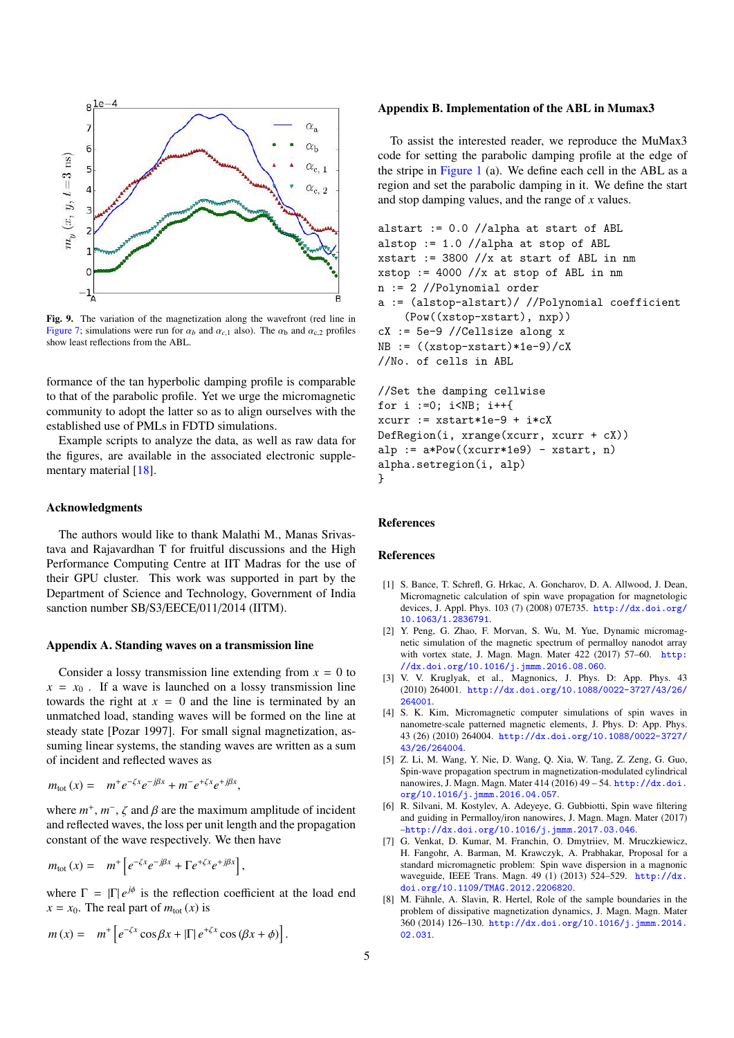**Fig. 9.** The variation of the magnetization along the wavefront (red line in Figure 7; simulations were run for $\alpha_b$ and $\alpha_{c,1}$ also). The $\alpha_b$ and $\alpha_{c,2}$ profiles show least reflections from the ABL.

formance of the tan hyperbolic damping profile is comparable to that of the parabolic profile. Yet we urge the micromagnetic community to adopt the latter so as to align ourselves with the established use of PMLs in FDTD simulations.

Example scripts to analyze the data, as well as raw data for the figures, are available in the associated electronic supplementary material [18].

## Acknowledgments

The authors would like to thank Malathi M., Manas Srivastava and Rajavardhan T for fruitful discussions and the High Performance Computing Centre at IIT Madras for the use of their GPU cluster. This work was supported in part by the Department of Science and Technology, Government of India sanction number SB/S3/EECE/011/2014 (IITM).

## Appendix A. Standing waves on a transmission line

Consider a lossy transmission line extending from $x = 0$ to $x = x_0$ . If a wave is launched on a lossy transmission line towards the right at $x = 0$ and the line is terminated by an unmatched load, standing waves will be formed on the line at steady state [Pozar 1997]. For small signal magnetization, assuming linear systems, the standing waves are written as a sum of incident and reflected waves as

$$m_{\text{tot}}(x) = m^+ e^{-\zeta x} e^{-j\beta x} + m^- e^{+\zeta x} e^{+j\beta x},$$

where $m^+$, $m^-$, $\zeta$ and $\beta$ are the maximum amplitude of incident and reflected waves, the loss per unit length and the propagation constant of the wave respectively. We then have

$$m_{\text{tot}}(x) = m^+ \left[ e^{-\zeta x} e^{-j\beta x} + \Gamma e^{+\zeta x} e^{+j\beta x} \right],$$

where $\Gamma = |\Gamma| e^{j\phi}$ is the reflection coefficient at the load end $x = x_0$. The real part of $m_{\text{tot}}(x)$ is

$$m(x) = m^+ \left[ e^{-\zeta x} \cos \beta x + |\Gamma| e^{+\zeta x} \cos(\beta x + \phi) \right].$$

## Appendix B. Implementation of the ABL in Mumax3

To assist the interested reader, we reproduce the MuMax3 code for setting the parabolic damping profile at the edge of the stripe in Figure 1 (a). We define each cell in the ABL as a region and set the parabolic damping in it. We define the start and stop damping values, and the range of $x$ values.

```
alstart := 0.0 //alpha at start of ABL
alstop := 1.0 //alpha at stop of ABL
xstart := 3800 //x at start of ABL in nm
xstop := 4000 //x at stop of ABL in nm
n := 2 //Polynomial order
a := (alstop-alstart)/ //Polynomial coefficient
    (Pow((xstop-xstart), nxp))
cX := 5e-9 //Cellsize along x
NB := ((xstop-xstart)*1e-9)/cX
//No. of cells in ABL

//Set the damping cellwise
for i :=0; i<NB; i++{
xcurr := xstart*1e-9 + i*cX
DefRegion(i, xrange(xcurr, xcurr + cX))
alp := a*Pow((xcurr*1e9) - xstart, n)
alpha.setregion(i, alp)
}
```

## References

## References

[1] S. Bance, T. Schrefl, G. Hrkac, A. Goncharov, D. A. Allwood, J. Dean, Micromagnetic calculation of spin wave propagation for magnetologic devices, J. Appl. Phys. 103 (7) (2008) 07E735. http://dx.doi.org/10.1063/1.2836791.

[2] Y. Peng, G. Zhao, F. Morvan, S. Wu, M. Yue, Dynamic micromagnetic simulation of the magnetic spectrum of permalloy nanodot array with vortex state, J. Magn. Magn. Mater 422 (2017) 57–60. http://dx.doi.org/10.1016/j.jmmm.2016.08.060.

[3] V. V. Kruglyak, et al., Magnonics, J. Phys. D: App. Phys. 43 (2010) 264001. http://dx.doi.org/10.1088/0022-3727/43/26/264001.

[4] S. K. Kim, Micromagnetic computer simulations of spin waves in nanometre-scale patterned magnetic elements, J. Phys. D: App. Phys. 43 (26) (2010) 264004. http://dx.doi.org/10.1088/0022-3727/43/26/264004.

[5] Z. Li, M. Wang, Y. Nie, D. Wang, Q. Xia, W. Tang, Z. Zeng, G. Guo, Spin-wave propagation spectrum in magnetization-modulated cylindrical nanowires, J. Magn. Magn. Mater 414 (2016) 49 – 54. http://dx.doi.org/10.1016/j.jmmm.2016.04.057.

[6] R. Silvani, M. Kostylev, A. Adeyeye, G. Gubbiotti, Spin wave filtering and guiding in Permalloy/iron nanowires, J. Magn. Magn. Mater (2017) –http://dx.doi.org/10.1016/j.jmmm.2017.03.046.

[7] G. Venkat, D. Kumar, M. Franchin, O. Dmytriiev, M. Mruczkiewicz, H. Fangohr, A. Barman, M. Krawczyk, A. Prabhakar, Proposal for a standard micromagnetic problem: Spin wave dispersion in a magnonic waveguide, IEEE Trans. Magn. 49 (1) (2013) 524–529. http://dx.doi.org/10.1109/TMAG.2012.2206820.

[8] M. Fähnle, A. Slavin, R. Hertel, Role of the sample boundaries in the problem of dissipative magnetization dynamics, J. Magn. Magn. Mater 360 (2014) 126–130. http://dx.doi.org/10.1016/j.jmmm.2014.02.031.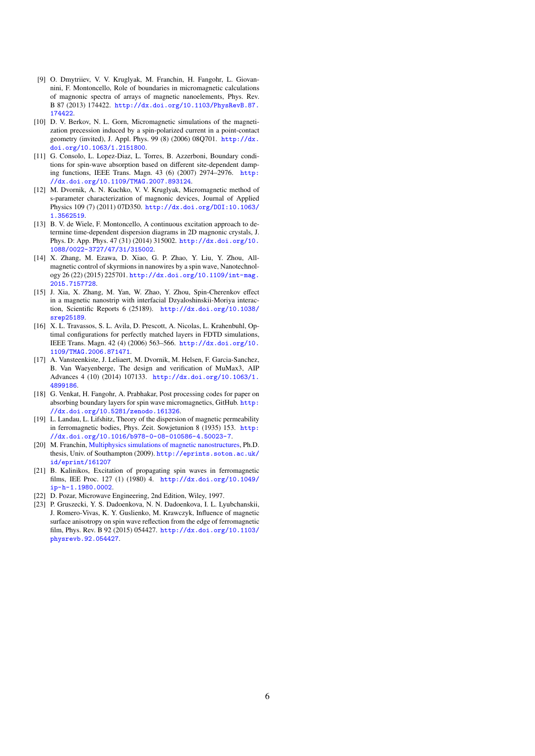[9] O. Dmytriiev, V. V. Kruglyak, M. Franchin, H. Fangohr, L. Giovannini, F. Montoncello, Role of boundaries in micromagnetic calculations of magnonic spectra of arrays of magnetic nanoelements, Phys. Rev. B 87 (2013) 174422. http://dx.doi.org/10.1103/PhysRevB.87.174422.

[10] D. V. Berkov, N. L. Gorn, Micromagnetic simulations of the magnetization precession induced by a spin-polarized current in a point-contact geometry (invited), J. Appl. Phys. 99 (8) (2006) 08Q701. http://dx.doi.org/10.1063/1.2151800.

[11] G. Consolo, L. Lopez-Diaz, L. Torres, B. Azzerboni, Boundary conditions for spin-wave absorption based on different site-dependent damping functions, IEEE Trans. Magn. 43 (6) (2007) 2974–2976. http://dx.doi.org/10.1109/TMAG.2007.893124.

[12] M. Dvornik, A. N. Kuchko, V. V. Kruglyak, Micromagnetic method of s-parameter characterization of magnonic devices, Journal of Applied Physics 109 (7) (2011) 07D350. http://dx.doi.org/DOI:10.1063/1.3562519.

[13] B. V. de Wiele, F. Montoncello, A continuous excitation approach to determine time-dependent dispersion diagrams in 2D magnonic crystals, J. Phys. D: App. Phys. 47 (31) (2014) 315002. http://dx.doi.org/10.1088/0022-3727/47/31/315002.

[14] X. Zhang, M. Ezawa, D. Xiao, G. P. Zhao, Y. Liu, Y. Zhou, All-magnetic control of skyrmions in nanowires by a spin wave, Nanotechnology 26 (22) (2015) 225701. http://dx.doi.org/10.1109/int-mag.2015.7157728.

[15] J. Xia, X. Zhang, M. Yan, W. Zhao, Y. Zhou, Spin-Cherenkov effect in a magnetic nanostrip with interfacial Dzyaloshinskii-Moriya interaction, Scientific Reports 6 (25189). http://dx.doi.org/10.1038/srep25189.

[16] X. L. Travassos, S. L. Avila, D. Prescott, A. Nicolas, L. Krahenbuhl, Optimal configurations for perfectly matched layers in FDTD simulations, IEEE Trans. Magn. 42 (4) (2006) 563–566. http://dx.doi.org/10.1109/TMAG.2006.871471.

[17] A. Vansteenkiste, J. Leliaert, M. Dvornik, M. Helsen, F. Garcia-Sanchez, B. Van Waeyenberge, The design and verification of MuMax3, AIP Advances 4 (10) (2014) 107133. http://dx.doi.org/10.1063/1.4899186.

[18] G. Venkat, H. Fangohr, A. Prabhakar, Post processing codes for paper on absorbing boundary layers for spin wave micromagnetics, GitHub. http://dx.doi.org/10.5281/zenodo.161326.

[19] L. Landau, L. Lifshitz, Theory of the dispersion of magnetic permeability in ferromagnetic bodies, Phys. Zeit. Sowjetunion 8 (1935) 153. http://dx.doi.org/10.1016/b978-0-08-010586-4.50023-7.

[20] M. Franchin, Multiphysics simulations of magnetic nanostructures, Ph.D. thesis, Univ. of Southampton (2009). http://eprints.soton.ac.uk/id/eprint/161207

[21] B. Kalinikos, Excitation of propagating spin waves in ferromagnetic films, IEE Proc. 127 (1) (1980) 4. http://dx.doi.org/10.1049/ip-h-1.1980.0002.

[22] D. Pozar, Microwave Engineering, 2nd Edition, Wiley, 1997.

[23] P. Gruszecki, Y. S. Dadoenkova, N. N. Dadoenkova, I. L. Lyubchanskii, J. Romero-Vivas, K. Y. Guslienko, M. Krawczyk, Influence of magnetic surface anisotropy on spin wave reflection from the edge of ferromagnetic film, Phys. Rev. B 92 (2015) 054427. http://dx.doi.org/10.1103/physrevb.92.054427.